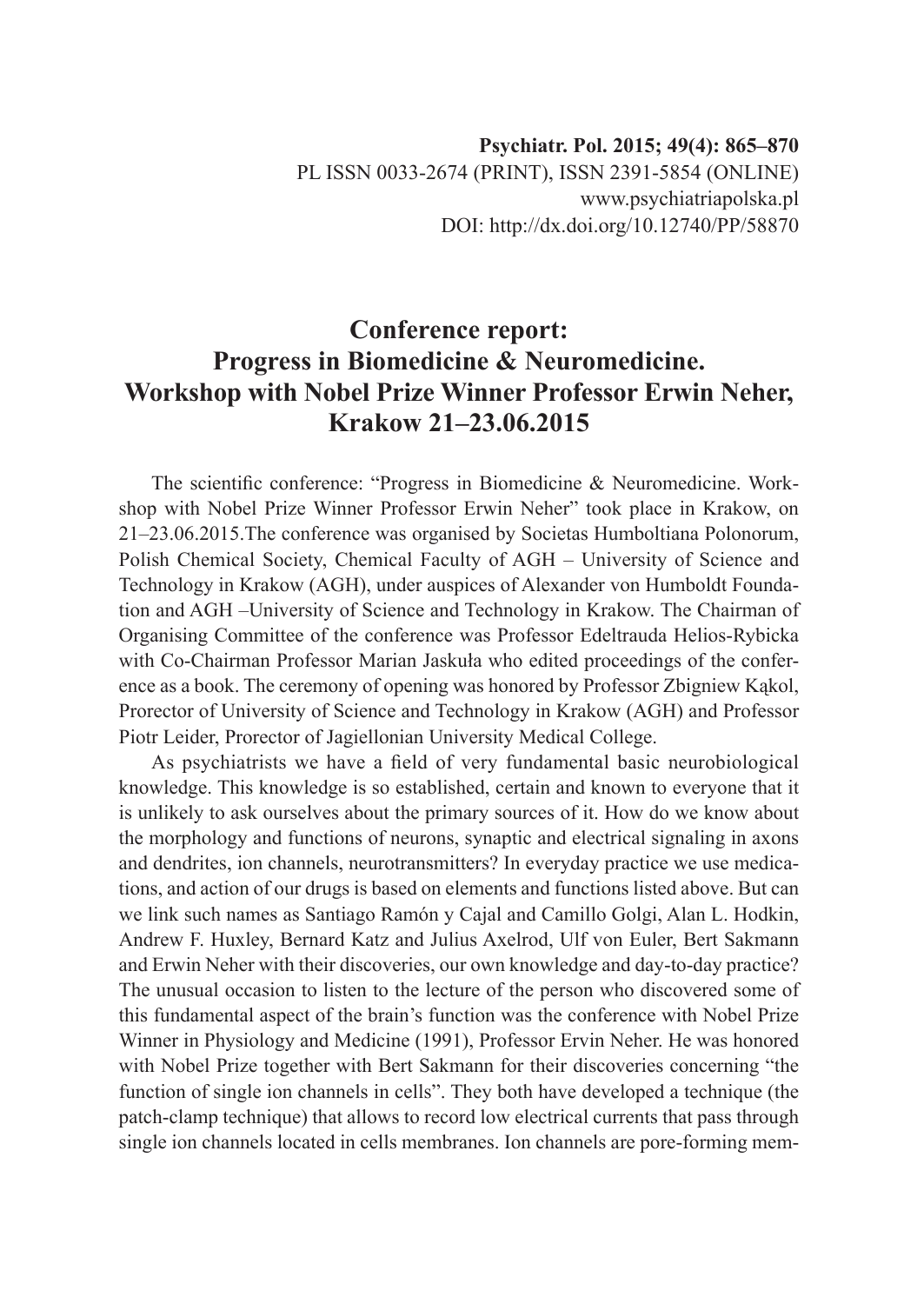**Psychiatr. Pol. 2015; 49(4): 865–870**
PL ISSN 0033-2674 (PRINT), ISSN 2391-5854 (ONLINE)
www.psychiatriapolska.pl
DOI: http://dx.doi.org/10.12740/PP/58870

# Conference report: Progress in Biomedicine & Neuromedicine. Workshop with Nobel Prize Winner Professor Erwin Neher, Krakow 21–23.06.2015

The scientific conference: "Progress in Biomedicine & Neuromedicine. Workshop with Nobel Prize Winner Professor Erwin Neher" took place in Krakow, on 21–23.06.2015.The conference was organised by Societas Humboltiana Polonorum, Polish Chemical Society, Chemical Faculty of AGH – University of Science and Technology in Krakow (AGH), under auspices of Alexander von Humboldt Foundation and AGH –University of Science and Technology in Krakow. The Chairman of Organising Committee of the conference was Professor Edeltrauda Helios-Rybicka with Co-Chairman Professor Marian Jaskuła who edited proceedings of the conference as a book. The ceremony of opening was honored by Professor Zbigniew Kąkol, Prorector of University of Science and Technology in Krakow (AGH) and Professor Piotr Leider, Prorector of Jagiellonian University Medical College.

As psychiatrists we have a field of very fundamental basic neurobiological knowledge. This knowledge is so established, certain and known to everyone that it is unlikely to ask ourselves about the primary sources of it. How do we know about the morphology and functions of neurons, synaptic and electrical signaling in axons and dendrites, ion channels, neurotransmitters? In everyday practice we use medications, and action of our drugs is based on elements and functions listed above. But can we link such names as Santiago Ramón y Cajal and Camillo Golgi, Alan L. Hodkin, Andrew F. Huxley, Bernard Katz and Julius Axelrod, Ulf von Euler, Bert Sakmann and Erwin Neher with their discoveries, our own knowledge and day-to-day practice? The unusual occasion to listen to the lecture of the person who discovered some of this fundamental aspect of the brain's function was the conference with Nobel Prize Winner in Physiology and Medicine (1991), Professor Ervin Neher. He was honored with Nobel Prize together with Bert Sakmann for their discoveries concerning "the function of single ion channels in cells". They both have developed a technique (the patch-clamp technique) that allows to record low electrical currents that pass through single ion channels located in cells membranes. Ion channels are pore-forming mem-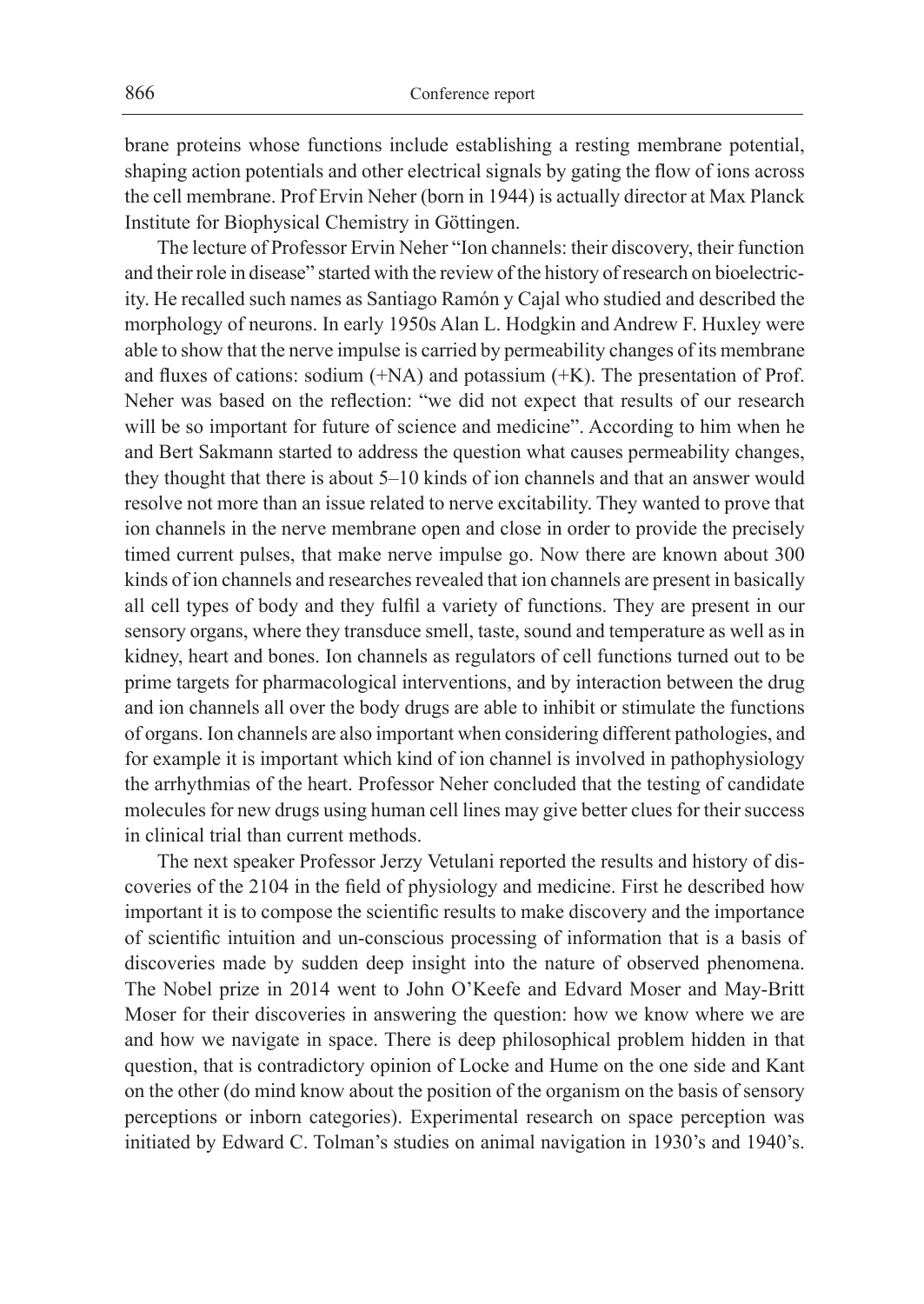brane proteins whose functions include establishing a resting membrane potential, shaping action potentials and other electrical signals by gating the flow of ions across the cell membrane. Prof Ervin Neher (born in 1944) is actually director at Max Planck Institute for Biophysical Chemistry in Göttingen.

The lecture of Professor Ervin Neher "Ion channels: their discovery, their function and their role in disease" started with the review of the history of research on bioelectricity. He recalled such names as Santiago Ramón y Cajal who studied and described the morphology of neurons. In early 1950s Alan L. Hodgkin and Andrew F. Huxley were able to show that the nerve impulse is carried by permeability changes of its membrane and fluxes of cations: sodium (+NA) and potassium (+K). The presentation of Prof. Neher was based on the reflection: "we did not expect that results of our research will be so important for future of science and medicine". According to him when he and Bert Sakmann started to address the question what causes permeability changes, they thought that there is about 5–10 kinds of ion channels and that an answer would resolve not more than an issue related to nerve excitability. They wanted to prove that ion channels in the nerve membrane open and close in order to provide the precisely timed current pulses, that make nerve impulse go. Now there are known about 300 kinds of ion channels and researches revealed that ion channels are present in basically all cell types of body and they fulfil a variety of functions. They are present in our sensory organs, where they transduce smell, taste, sound and temperature as well as in kidney, heart and bones. Ion channels as regulators of cell functions turned out to be prime targets for pharmacological interventions, and by interaction between the drug and ion channels all over the body drugs are able to inhibit or stimulate the functions of organs. Ion channels are also important when considering different pathologies, and for example it is important which kind of ion channel is involved in pathophysiology the arrhythmias of the heart. Professor Neher concluded that the testing of candidate molecules for new drugs using human cell lines may give better clues for their success in clinical trial than current methods.

The next speaker Professor Jerzy Vetulani reported the results and history of discoveries of the 2104 in the field of physiology and medicine. First he described how important it is to compose the scientific results to make discovery and the importance of scientific intuition and un-conscious processing of information that is a basis of discoveries made by sudden deep insight into the nature of observed phenomena. The Nobel prize in 2014 went to John O'Keefe and Edvard Moser and May-Britt Moser for their discoveries in answering the question: how we know where we are and how we navigate in space. There is deep philosophical problem hidden in that question, that is contradictory opinion of Locke and Hume on the one side and Kant on the other (do mind know about the position of the organism on the basis of sensory perceptions or inborn categories). Experimental research on space perception was initiated by Edward C. Tolman's studies on animal navigation in 1930's and 1940's.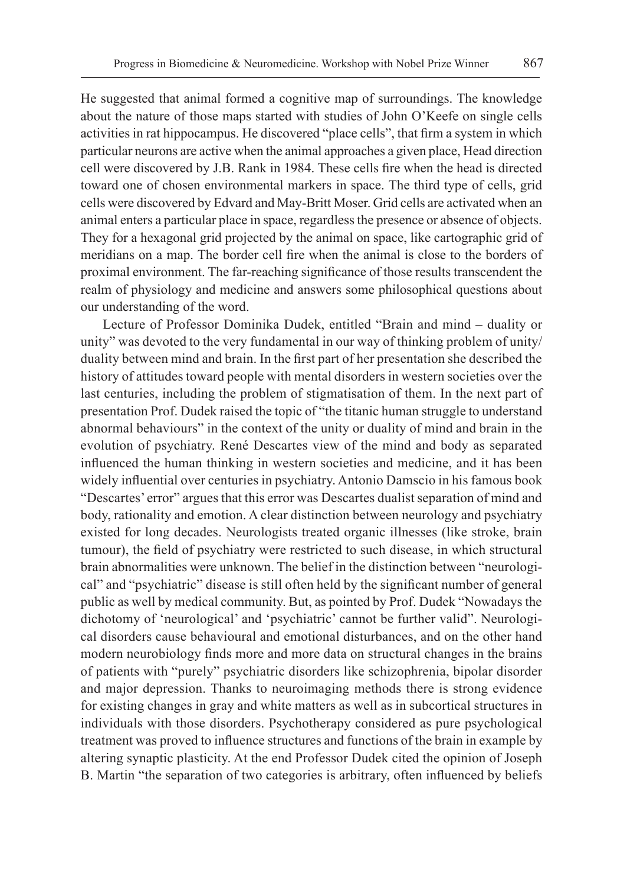He suggested that animal formed a cognitive map of surroundings. The knowledge about the nature of those maps started with studies of John O'Keefe on single cells activities in rat hippocampus. He discovered "place cells", that firm a system in which particular neurons are active when the animal approaches a given place, Head direction cell were discovered by J.B. Rank in 1984. These cells fire when the head is directed toward one of chosen environmental markers in space. The third type of cells, grid cells were discovered by Edvard and May-Britt Moser. Grid cells are activated when an animal enters a particular place in space, regardless the presence or absence of objects. They for a hexagonal grid projected by the animal on space, like cartographic grid of meridians on a map. The border cell fire when the animal is close to the borders of proximal environment. The far-reaching significance of those results transcendent the realm of physiology and medicine and answers some philosophical questions about our understanding of the word.

Lecture of Professor Dominika Dudek, entitled "Brain and mind – duality or unity" was devoted to the very fundamental in our way of thinking problem of unity/duality between mind and brain. In the first part of her presentation she described the history of attitudes toward people with mental disorders in western societies over the last centuries, including the problem of stigmatisation of them. In the next part of presentation Prof. Dudek raised the topic of "the titanic human struggle to understand abnormal behaviours" in the context of the unity or duality of mind and brain in the evolution of psychiatry. René Descartes view of the mind and body as separated influenced the human thinking in western societies and medicine, and it has been widely influential over centuries in psychiatry. Antonio Damscio in his famous book "Descartes' error" argues that this error was Descartes dualist separation of mind and body, rationality and emotion. A clear distinction between neurology and psychiatry existed for long decades. Neurologists treated organic illnesses (like stroke, brain tumour), the field of psychiatry were restricted to such disease, in which structural brain abnormalities were unknown. The belief in the distinction between "neurological" and "psychiatric" disease is still often held by the significant number of general public as well by medical community. But, as pointed by Prof. Dudek "Nowadays the dichotomy of 'neurological' and 'psychiatric' cannot be further valid". Neurological disorders cause behavioural and emotional disturbances, and on the other hand modern neurobiology finds more and more data on structural changes in the brains of patients with "purely" psychiatric disorders like schizophrenia, bipolar disorder and major depression. Thanks to neuroimaging methods there is strong evidence for existing changes in gray and white matters as well as in subcortical structures in individuals with those disorders. Psychotherapy considered as pure psychological treatment was proved to influence structures and functions of the brain in example by altering synaptic plasticity. At the end Professor Dudek cited the opinion of Joseph B. Martin "the separation of two categories is arbitrary, often influenced by beliefs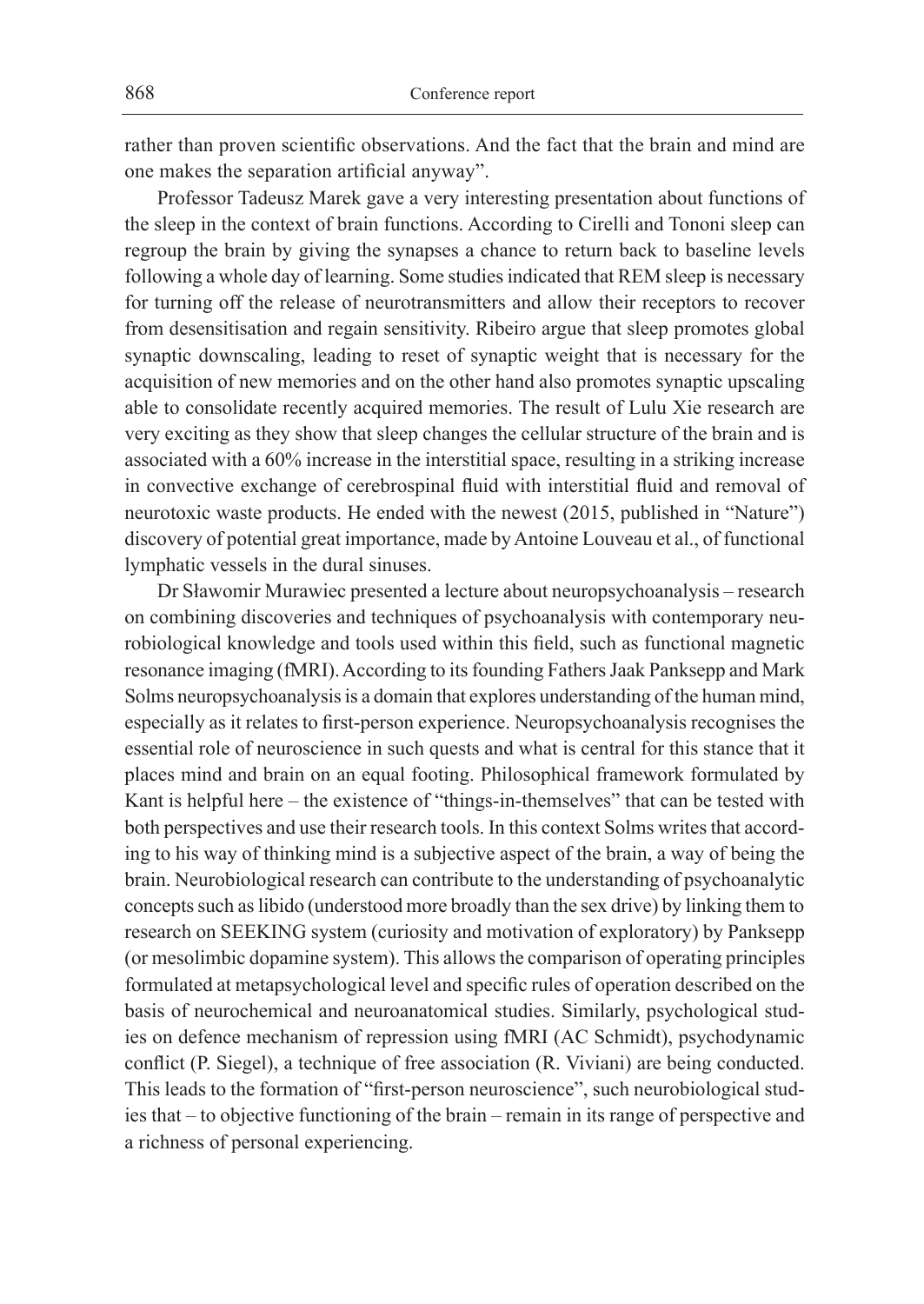rather than proven scientific observations. And the fact that the brain and mind are one makes the separation artificial anyway".

Professor Tadeusz Marek gave a very interesting presentation about functions of the sleep in the context of brain functions. According to Cirelli and Tononi sleep can regroup the brain by giving the synapses a chance to return back to baseline levels following a whole day of learning. Some studies indicated that REM sleep is necessary for turning off the release of neurotransmitters and allow their receptors to recover from desensitisation and regain sensitivity. Ribeiro argue that sleep promotes global synaptic downscaling, leading to reset of synaptic weight that is necessary for the acquisition of new memories and on the other hand also promotes synaptic upscaling able to consolidate recently acquired memories. The result of Lulu Xie research are very exciting as they show that sleep changes the cellular structure of the brain and is associated with a 60% increase in the interstitial space, resulting in a striking increase in convective exchange of cerebrospinal fluid with interstitial fluid and removal of neurotoxic waste products. He ended with the newest (2015, published in "Nature") discovery of potential great importance, made by Antoine Louveau et al., of functional lymphatic vessels in the dural sinuses.

Dr Sławomir Murawiec presented a lecture about neuropsychoanalysis – research on combining discoveries and techniques of psychoanalysis with contemporary neurobiological knowledge and tools used within this field, such as functional magnetic resonance imaging (fMRI). According to its founding Fathers Jaak Panksepp and Mark Solms neuropsychoanalysis is a domain that explores understanding of the human mind, especially as it relates to first-person experience. Neuropsychoanalysis recognises the essential role of neuroscience in such quests and what is central for this stance that it places mind and brain on an equal footing. Philosophical framework formulated by Kant is helpful here – the existence of "things-in-themselves" that can be tested with both perspectives and use their research tools. In this context Solms writes that according to his way of thinking mind is a subjective aspect of the brain, a way of being the brain. Neurobiological research can contribute to the understanding of psychoanalytic concepts such as libido (understood more broadly than the sex drive) by linking them to research on SEEKING system (curiosity and motivation of exploratory) by Panksepp (or mesolimbic dopamine system). This allows the comparison of operating principles formulated at metapsychological level and specific rules of operation described on the basis of neurochemical and neuroanatomical studies. Similarly, psychological studies on defence mechanism of repression using fMRI (AC Schmidt), psychodynamic conflict (P. Siegel), a technique of free association (R. Viviani) are being conducted. This leads to the formation of "first-person neuroscience", such neurobiological studies that – to objective functioning of the brain – remain in its range of perspective and a richness of personal experiencing.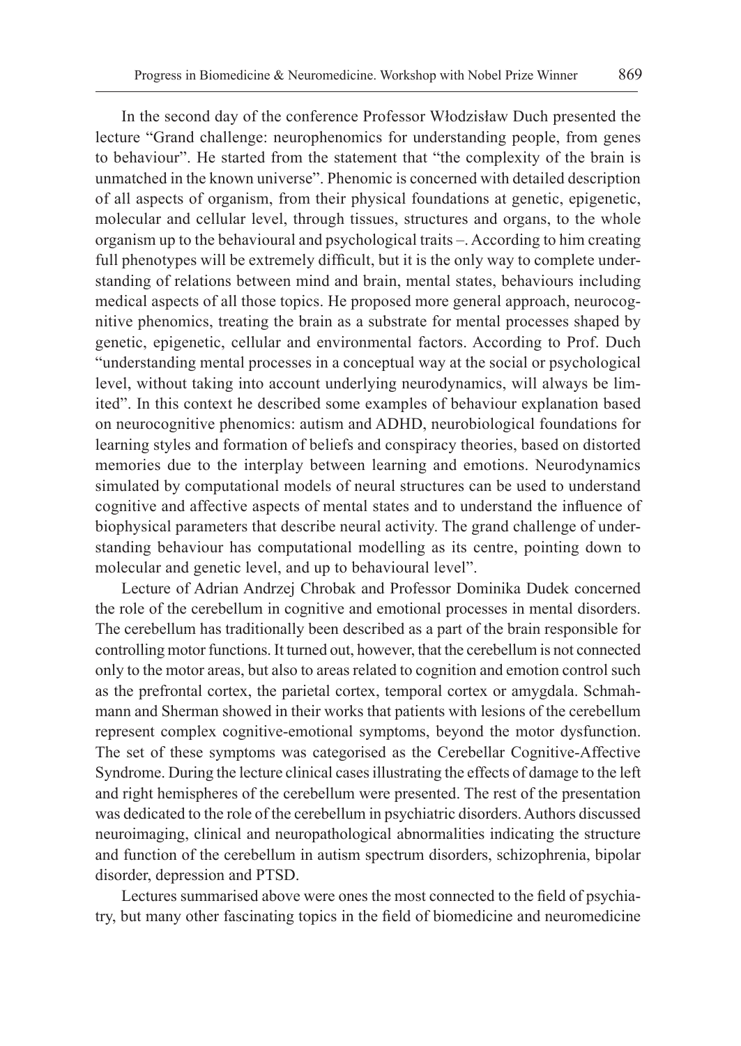In the second day of the conference Professor Włodzisław Duch presented the lecture "Grand challenge: neurophenomics for understanding people, from genes to behaviour". He started from the statement that "the complexity of the brain is unmatched in the known universe". Phenomic is concerned with detailed description of all aspects of organism, from their physical foundations at genetic, epigenetic, molecular and cellular level, through tissues, structures and organs, to the whole organism up to the behavioural and psychological traits –. According to him creating full phenotypes will be extremely difficult, but it is the only way to complete understanding of relations between mind and brain, mental states, behaviours including medical aspects of all those topics. He proposed more general approach, neurocognitive phenomics, treating the brain as a substrate for mental processes shaped by genetic, epigenetic, cellular and environmental factors. According to Prof. Duch "understanding mental processes in a conceptual way at the social or psychological level, without taking into account underlying neurodynamics, will always be limited". In this context he described some examples of behaviour explanation based on neurocognitive phenomics: autism and ADHD, neurobiological foundations for learning styles and formation of beliefs and conspiracy theories, based on distorted memories due to the interplay between learning and emotions. Neurodynamics simulated by computational models of neural structures can be used to understand cognitive and affective aspects of mental states and to understand the influence of biophysical parameters that describe neural activity. The grand challenge of understanding behaviour has computational modelling as its centre, pointing down to molecular and genetic level, and up to behavioural level".

Lecture of Adrian Andrzej Chrobak and Professor Dominika Dudek concerned the role of the cerebellum in cognitive and emotional processes in mental disorders. The cerebellum has traditionally been described as a part of the brain responsible for controlling motor functions. It turned out, however, that the cerebellum is not connected only to the motor areas, but also to areas related to cognition and emotion control such as the prefrontal cortex, the parietal cortex, temporal cortex or amygdala. Schmahmann and Sherman showed in their works that patients with lesions of the cerebellum represent complex cognitive-emotional symptoms, beyond the motor dysfunction. The set of these symptoms was categorised as the Cerebellar Cognitive-Affective Syndrome. During the lecture clinical cases illustrating the effects of damage to the left and right hemispheres of the cerebellum were presented. The rest of the presentation was dedicated to the role of the cerebellum in psychiatric disorders. Authors discussed neuroimaging, clinical and neuropathological abnormalities indicating the structure and function of the cerebellum in autism spectrum disorders, schizophrenia, bipolar disorder, depression and PTSD.

Lectures summarised above were ones the most connected to the field of psychiatry, but many other fascinating topics in the field of biomedicine and neuromedicine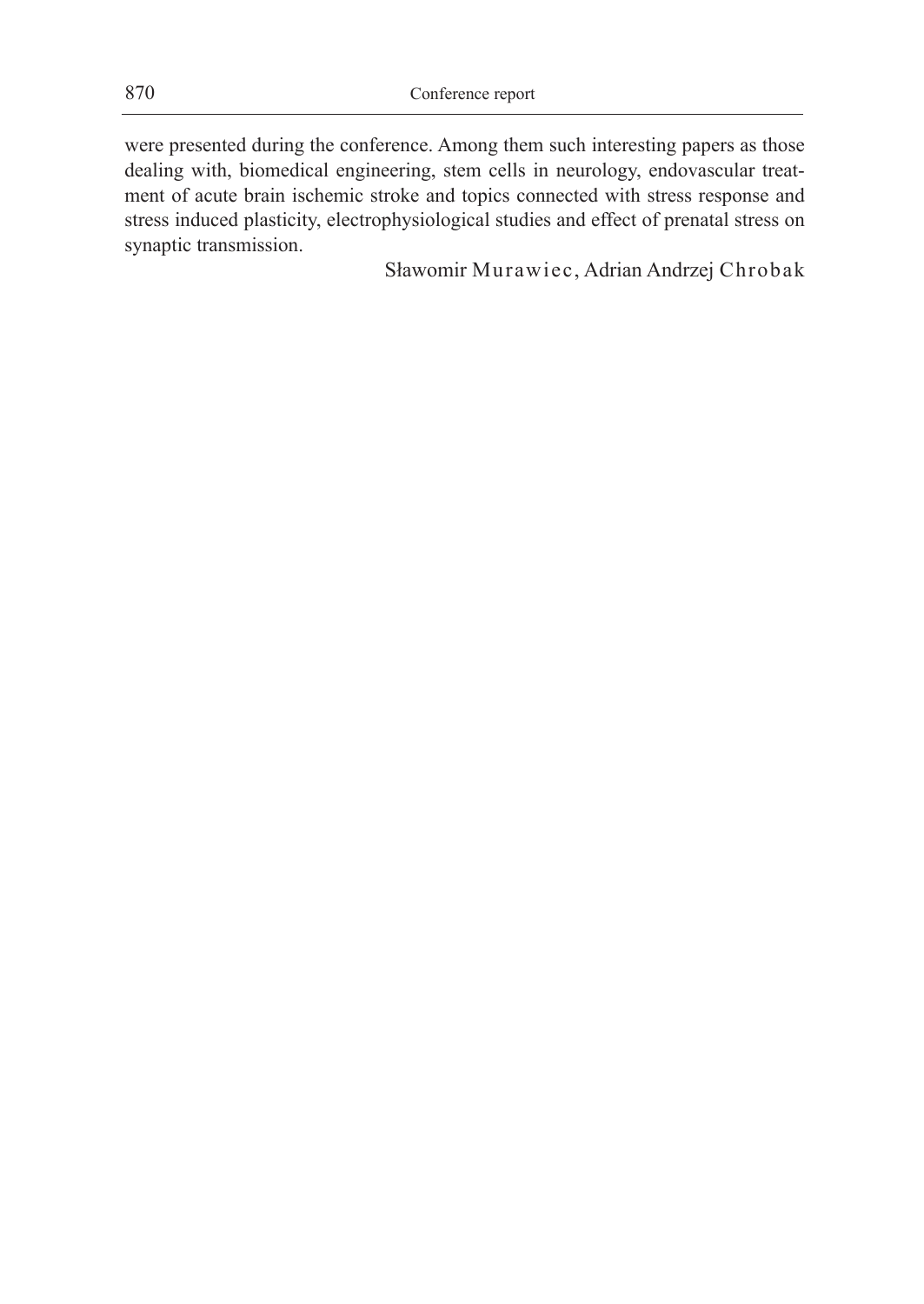were presented during the conference. Among them such interesting papers as those dealing with, biomedical engineering, stem cells in neurology, endovascular treatment of acute brain ischemic stroke and topics connected with stress response and stress induced plasticity, electrophysiological studies and effect of prenatal stress on synaptic transmission.

Sławomir Murawiec, Adrian Andrzej Chrobak